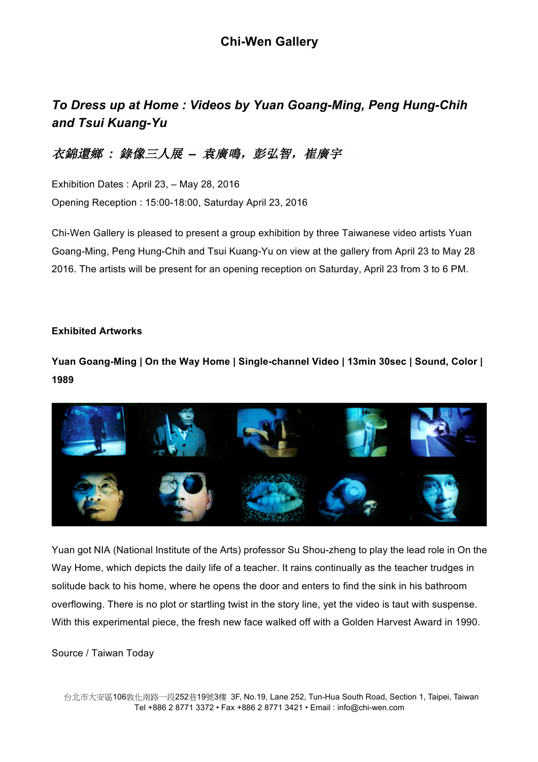# Chi-Wen Gallery

## *To Dress up at Home : Videos by Yuan Goang-Ming, Peng Hung-Chih and Tsui Kuang-Yu*

## *衣錦還鄉 ： 錄像三人展 – 袁廣鳴，彭弘智，崔廣宇*

Exhibition Dates : April 23, – May 28, 2016

Opening Reception : 15:00-18:00, Saturday April 23, 2016

Chi-Wen Gallery is pleased to present a group exhibition by three Taiwanese video artists Yuan Goang-Ming, Peng Hung-Chih and Tsui Kuang-Yu on view at the gallery from April 23 to May 28 2016. The artists will be present for an opening reception on Saturday, April 23 from 3 to 6 PM.

**Exhibited Artworks**

**Yuan Goang-Ming | On the Way Home | Single-channel Video | 13min 30sec | Sound, Color | 1989**

Yuan got NIA (National Institute of the Arts) professor Su Shou-zheng to play the lead role in On the Way Home, which depicts the daily life of a teacher. It rains continually as the teacher trudges in solitude back to his home, where he opens the door and enters to find the sink in his bathroom overflowing. There is no plot or startling twist in the story line, yet the video is taut with suspense. With this experimental piece, the fresh new face walked off with a Golden Harvest Award in 1990.

Source / Taiwan Today

台北市大安區106敦化南路一段252巷19號3樓 3F, No.19, Lane 252, Tun-Hua South Road, Section 1, Taipei, Taiwan
Tel +886 2 8771 3372 • Fax +886 2 8771 3421 • Email : info@chi-wen.com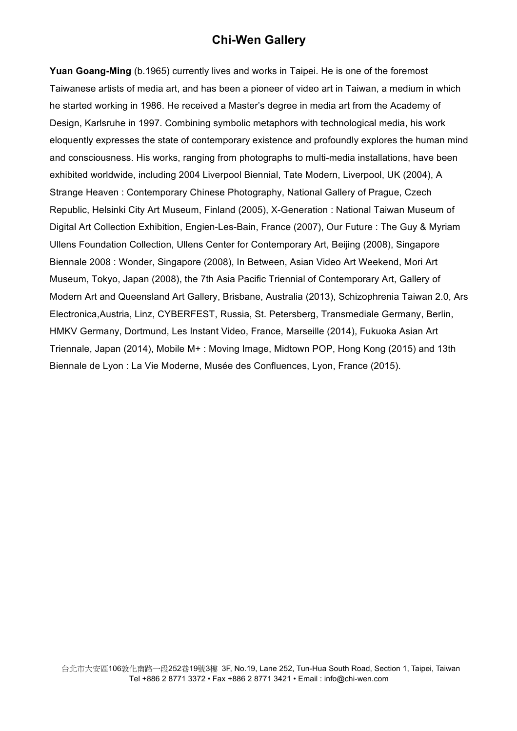**Yuan Goang-Ming** (b.1965) currently lives and works in Taipei. He is one of the foremost Taiwanese artists of media art, and has been a pioneer of video art in Taiwan, a medium in which he started working in 1986. He received a Master's degree in media art from the Academy of Design, Karlsruhe in 1997. Combining symbolic metaphors with technological media, his work eloquently expresses the state of contemporary existence and profoundly explores the human mind and consciousness. His works, ranging from photographs to multi-media installations, have been exhibited worldwide, including 2004 Liverpool Biennial, Tate Modern, Liverpool, UK (2004), A Strange Heaven : Contemporary Chinese Photography, National Gallery of Prague, Czech Republic, Helsinki City Art Museum, Finland (2005), X-Generation : National Taiwan Museum of Digital Art Collection Exhibition, Engien-Les-Bain, France (2007), Our Future : The Guy & Myriam Ullens Foundation Collection, Ullens Center for Contemporary Art, Beijing (2008), Singapore Biennale 2008 : Wonder, Singapore (2008), In Between, Asian Video Art Weekend, Mori Art Museum, Tokyo, Japan (2008), the 7th Asia Pacific Triennial of Contemporary Art, Gallery of Modern Art and Queensland Art Gallery, Brisbane, Australia (2013), Schizophrenia Taiwan 2.0, Ars Electronica,Austria, Linz, CYBERFEST, Russia, St. Petersberg, Transmediale Germany, Berlin, HMKV Germany, Dortmund, Les Instant Video, France, Marseille (2014), Fukuoka Asian Art Triennale, Japan (2014), Mobile M+ : Moving Image, Midtown POP, Hong Kong (2015) and 13th Biennale de Lyon : La Vie Moderne, Musée des Confluences, Lyon, France (2015).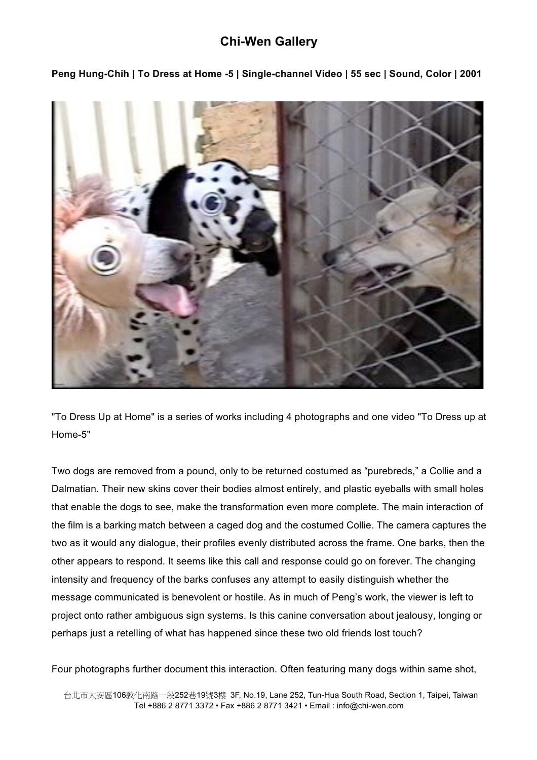# Chi-Wen Gallery

**Peng Hung-Chih | To Dress at Home -5 | Single-channel Video | 55 sec | Sound, Color | 2001**

"To Dress Up at Home" is a series of works including 4 photographs and one video "To Dress up at Home-5"

Two dogs are removed from a pound, only to be returned costumed as "purebreds," a Collie and a Dalmatian. Their new skins cover their bodies almost entirely, and plastic eyeballs with small holes that enable the dogs to see, make the transformation even more complete. The main interaction of the film is a barking match between a caged dog and the costumed Collie. The camera captures the two as it would any dialogue, their profiles evenly distributed across the frame. One barks, then the other appears to respond. It seems like this call and response could go on forever. The changing intensity and frequency of the barks confuses any attempt to easily distinguish whether the message communicated is benevolent or hostile. As in much of Peng's work, the viewer is left to project onto rather ambiguous sign systems. Is this canine conversation about jealousy, longing or perhaps just a retelling of what has happened since these two old friends lost touch?

Four photographs further document this interaction. Often featuring many dogs within same shot,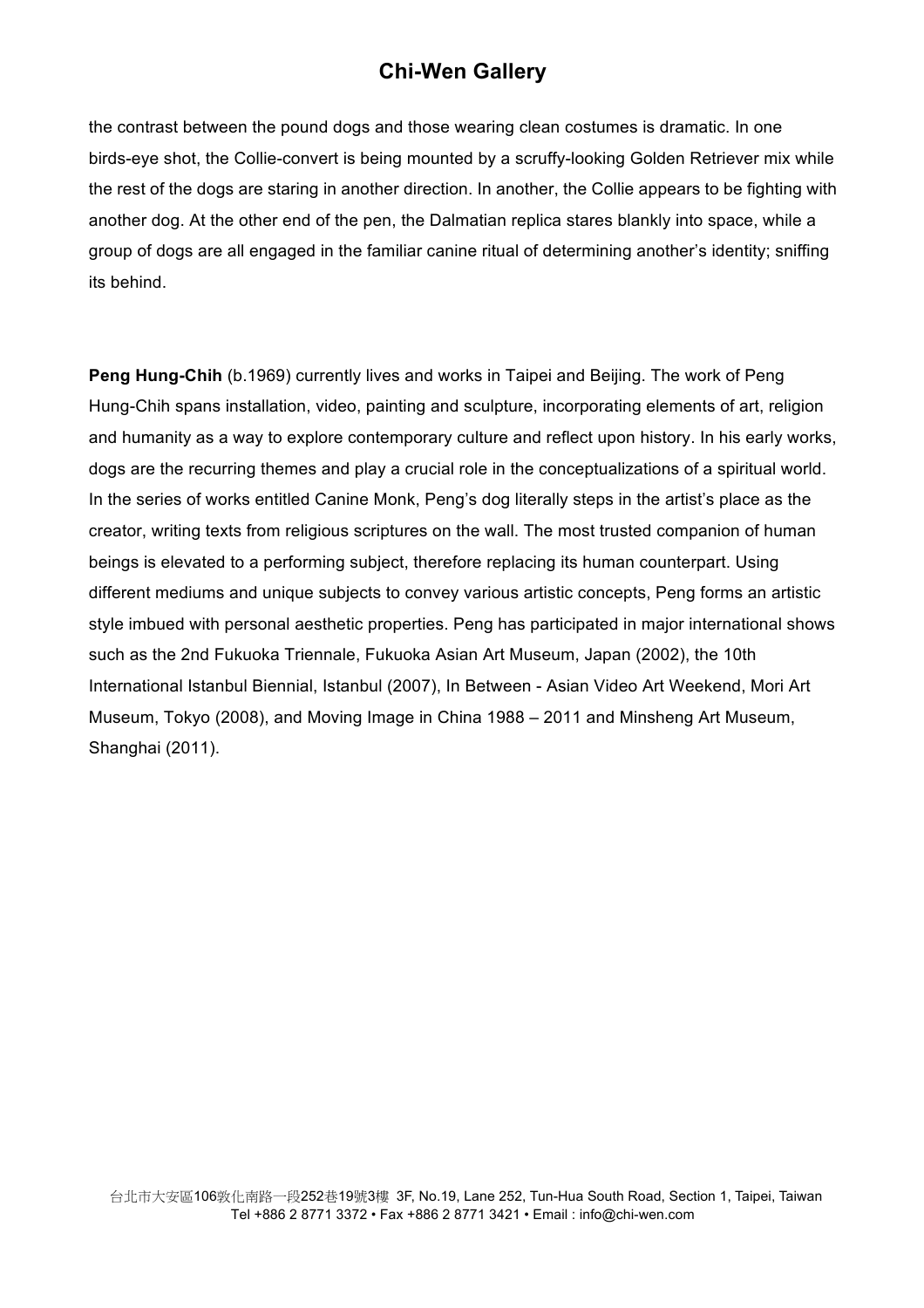the contrast between the pound dogs and those wearing clean costumes is dramatic. In one birds-eye shot, the Collie-convert is being mounted by a scruffy-looking Golden Retriever mix while the rest of the dogs are staring in another direction. In another, the Collie appears to be fighting with another dog. At the other end of the pen, the Dalmatian replica stares blankly into space, while a group of dogs are all engaged in the familiar canine ritual of determining another's identity; sniffing its behind.

**Peng Hung-Chih** (b.1969) currently lives and works in Taipei and Beijing. The work of Peng Hung-Chih spans installation, video, painting and sculpture, incorporating elements of art, religion and humanity as a way to explore contemporary culture and reflect upon history. In his early works, dogs are the recurring themes and play a crucial role in the conceptualizations of a spiritual world. In the series of works entitled Canine Monk, Peng's dog literally steps in the artist's place as the creator, writing texts from religious scriptures on the wall. The most trusted companion of human beings is elevated to a performing subject, therefore replacing its human counterpart. Using different mediums and unique subjects to convey various artistic concepts, Peng forms an artistic style imbued with personal aesthetic properties. Peng has participated in major international shows such as the 2nd Fukuoka Triennale, Fukuoka Asian Art Museum, Japan (2002), the 10th International Istanbul Biennial, Istanbul (2007), In Between - Asian Video Art Weekend, Mori Art Museum, Tokyo (2008), and Moving Image in China 1988 – 2011 and Minsheng Art Museum, Shanghai (2011).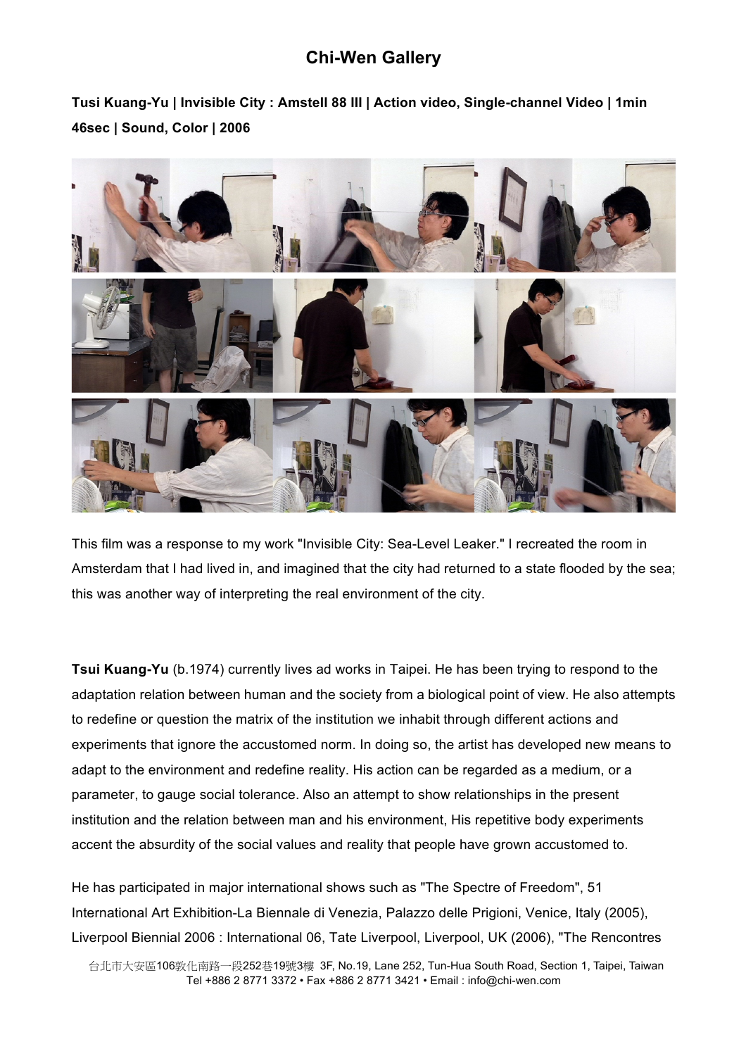# Chi-Wen Gallery

**Tusi Kuang-Yu | Invisible City : Amstell 88 III | Action video, Single-channel Video | 1min 46sec | Sound, Color | 2006**

This film was a response to my work "Invisible City: Sea-Level Leaker." I recreated the room in Amsterdam that I had lived in, and imagined that the city had returned to a state flooded by the sea; this was another way of interpreting the real environment of the city.

**Tsui Kuang-Yu** (b.1974) currently lives ad works in Taipei. He has been trying to respond to the adaptation relation between human and the society from a biological point of view. He also attempts to redefine or question the matrix of the institution we inhabit through different actions and experiments that ignore the accustomed norm. In doing so, the artist has developed new means to adapt to the environment and redefine reality. His action can be regarded as a medium, or a parameter, to gauge social tolerance. Also an attempt to show relationships in the present institution and the relation between man and his environment, His repetitive body experiments accent the absurdity of the social values and reality that people have grown accustomed to.

He has participated in major international shows such as "The Spectre of Freedom", 51 International Art Exhibition-La Biennale di Venezia, Palazzo delle Prigioni, Venice, Italy (2005), Liverpool Biennial 2006 : International 06, Tate Liverpool, Liverpool, UK (2006), "The Rencontres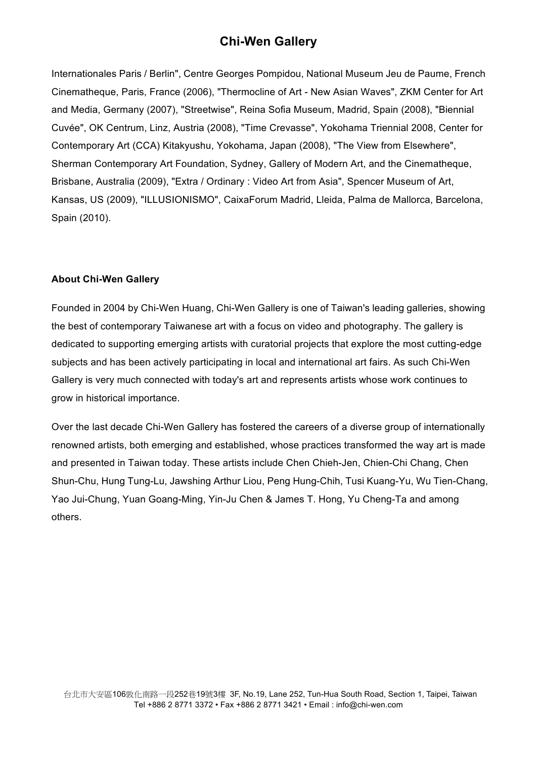Internationales Paris / Berlin", Centre Georges Pompidou, National Museum Jeu de Paume, French Cinematheque, Paris, France (2006), "Thermocline of Art - New Asian Waves", ZKM Center for Art and Media, Germany (2007), "Streetwise", Reina Sofia Museum, Madrid, Spain (2008), "Biennial Cuvée", OK Centrum, Linz, Austria (2008), "Time Crevasse", Yokohama Triennial 2008, Center for Contemporary Art (CCA) Kitakyushu, Yokohama, Japan (2008), "The View from Elsewhere", Sherman Contemporary Art Foundation, Sydney, Gallery of Modern Art, and the Cinematheque, Brisbane, Australia (2009), "Extra / Ordinary : Video Art from Asia", Spencer Museum of Art, Kansas, US (2009), "ILLUSIONISMO", CaixaForum Madrid, Lleida, Palma de Mallorca, Barcelona, Spain (2010).

**About Chi-Wen Gallery**

Founded in 2004 by Chi-Wen Huang, Chi-Wen Gallery is one of Taiwan's leading galleries, showing the best of contemporary Taiwanese art with a focus on video and photography. The gallery is dedicated to supporting emerging artists with curatorial projects that explore the most cutting-edge subjects and has been actively participating in local and international art fairs. As such Chi-Wen Gallery is very much connected with today's art and represents artists whose work continues to grow in historical importance.

Over the last decade Chi-Wen Gallery has fostered the careers of a diverse group of internationally renowned artists, both emerging and established, whose practices transformed the way art is made and presented in Taiwan today. These artists include Chen Chieh-Jen, Chien-Chi Chang, Chen Shun-Chu, Hung Tung-Lu, Jawshing Arthur Liou, Peng Hung-Chih, Tusi Kuang-Yu, Wu Tien-Chang, Yao Jui-Chung, Yuan Goang-Ming, Yin-Ju Chen & James T. Hong, Yu Cheng-Ta and among others.